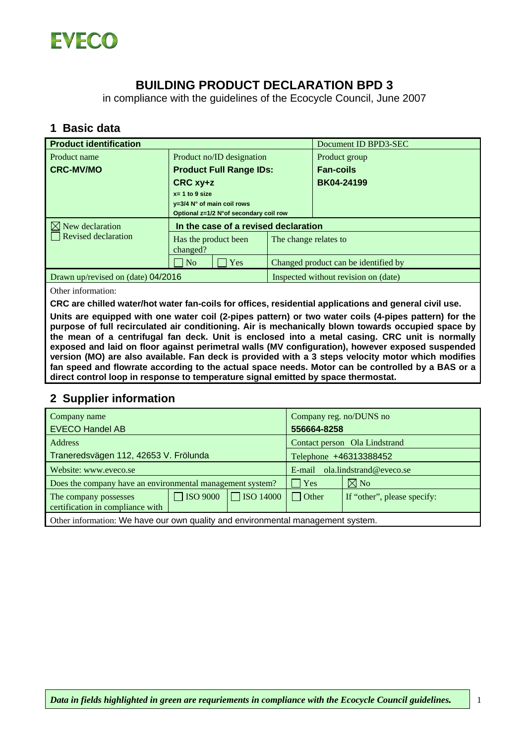EVECO

# BUILDING PRODUCT DECLARATION BPD 3

in compliance with the guidelines of the Ecocycle Council, June 2007

## 1 Basic data

| Product identification | | | Document ID BPD3-SEC |
|---|---|---|---|
| Product name<br>**CRC-MV/MO** | Product no/ID designation<br>**Product Full Range IDs:**<br>**CRC xy+z**<br>**x= 1 to 9 size**<br>**y=3/4 N° of main coil rows**<br>**Optional z=1/2 N°of secondary coil row** | | Product group<br>**Fan-coils**<br>**BK04-24199** |
| ☒ New declaration<br>☐ Revised declaration | **In the case of a revised declaration** | | |
| | Has the product been changed? | The change relates to | |
| | ☐ No ☐ Yes | Changed product can be identified by | |
| Drawn up/revised on (date) 04/2016 | | Inspected without revision on (date) | |

Other information:

**CRC are chilled water/hot water fan-coils for offices, residential applications and general civil use.**

**Units are equipped with one water coil (2-pipes pattern) or two water coils (4-pipes pattern) for the purpose of full recirculated air conditioning. Air is mechanically blown towards occupied space by the mean of a centrifugal fan deck. Unit is enclosed into a metal casing. CRC unit is normally exposed and laid on floor against perimetral walls (MV configuration), however exposed suspended version (MO) are also available. Fan deck is provided with a 3 steps velocity motor which modifies fan speed and flowrate according to the actual space needs. Motor can be controlled by a BAS or a direct control loop in response to temperature signal emitted by space thermostat.**

## 2 Supplier information

| Company name<br>EVECO Handel AB | | | Company reg. no/DUNS no<br>**556664-8258** | |
|---|---|---|---|---|
| Address<br>Traneredsvägen 112, 42653 V. Frölunda | | | Contact person Ola Lindstrand | |
| | | | Telephone +46313388452 | |
| Website: www.eveco.se | | | E-mail ola.lindstrand@eveco.se | |
| Does the company have an environmental management system? | | | ☐ Yes | ☒ No |
| The company possesses certification in compliance with | ☐ ISO 9000 | ☐ ISO 14000 | ☐ Other | If "other", please specify: |
| Other information: We have our own quality and environmental management system. | | | | |

*Data in fields highlighted in green are requriements in compliance with the Ecocycle Council guidelines.*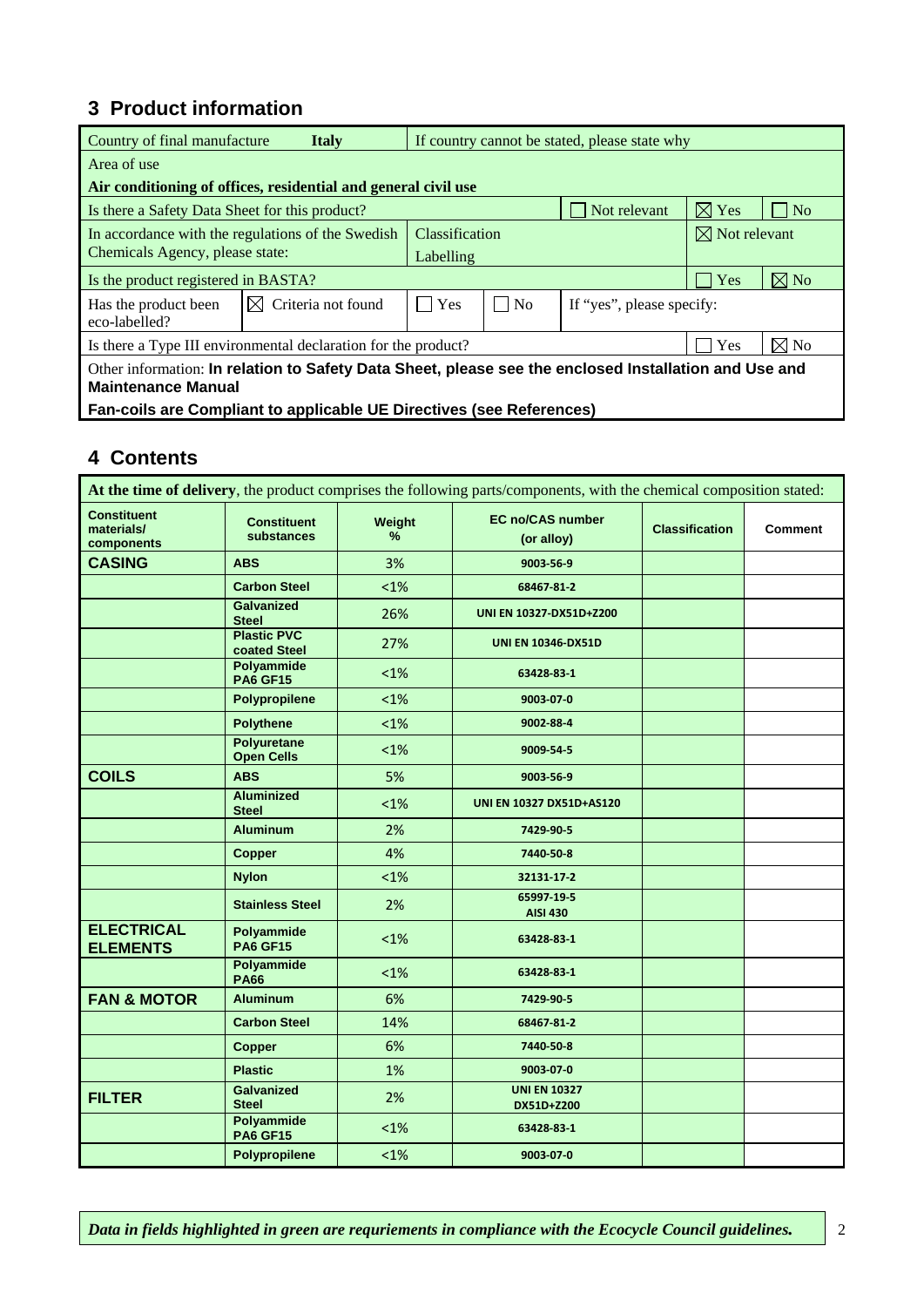## 3 Product information

| Country of final manufacture **Italy** | | If country cannot be stated, please state why | | | | |
|---|---|---|---|---|---|---|
| Area of use<br>**Air conditioning of offices, residential and general civil use** | | | | | | |
| Is there a Safety Data Sheet for this product? | | | | ☐ Not relevant | ☒ Yes | ☐ No |
| In accordance with the regulations of the Swedish Chemicals Agency, please state: | | Classification<br>Labelling | | | ☒ Not relevant | |
| Is the product registered in BASTA? | | | | | ☐ Yes | ☒ No |
| Has the product been eco-labelled? | ☒ Criteria not found | ☐ Yes | ☐ No | If "yes", please specify: | | |
| Is there a Type III environmental declaration for the product? | | | | | ☐ Yes | ☒ No |
| Other information: **In relation to Safety Data Sheet, please see the enclosed Installation and Use and Maintenance Manual**<br>**Fan-coils are Compliant to applicable UE Directives (see References)** | | | | | | |

## 4 Contents

**At the time of delivery**, the product comprises the following parts/components, with the chemical composition stated:

| Constituent materials/ components | Constituent substances | Weight % | EC no/CAS number (or alloy) | Classification | Comment |
|---|---|---|---|---|---|
| **CASING** | **ABS** | 3% | 9003-56-9 | | |
| | **Carbon Steel** | <1% | 68467-81-2 | | |
| | **Galvanized Steel** | 26% | UNI EN 10327-DX51D+Z200 | | |
| | **Plastic PVC coated Steel** | 27% | UNI EN 10346-DX51D | | |
| | **Polyammide PA6 GF15** | <1% | 63428-83-1 | | |
| | **Polypropilene** | <1% | 9003-07-0 | | |
| | **Polythene** | <1% | 9002-88-4 | | |
| | **Polyuretane Open Cells** | <1% | 9009-54-5 | | |
| **COILS** | **ABS** | 5% | 9003-56-9 | | |
| | **Aluminized Steel** | <1% | UNI EN 10327 DX51D+AS120 | | |
| | **Aluminum** | 2% | 7429-90-5 | | |
| | **Copper** | 4% | 7440-50-8 | | |
| | **Nylon** | <1% | 32131-17-2 | | |
| | **Stainless Steel** | 2% | 65997-19-5<br>AISI 430 | | |
| **ELECTRICAL ELEMENTS** | **Polyammide PA6 GF15** | <1% | 63428-83-1 | | |
| | **Polyammide PA66** | <1% | 63428-83-1 | | |
| **FAN & MOTOR** | **Aluminum** | 6% | 7429-90-5 | | |
| | **Carbon Steel** | 14% | 68467-81-2 | | |
| | **Copper** | 6% | 7440-50-8 | | |
| | **Plastic** | 1% | 9003-07-0 | | |
| **FILTER** | **Galvanized Steel** | 2% | UNI EN 10327 DX51D+Z200 | | |
| | **Polyammide PA6 GF15** | <1% | 63428-83-1 | | |
| | **Polypropilene** | <1% | 9003-07-0 | | |

*Data in fields highlighted in green are requriements in compliance with the Ecocycle Council guidelines.*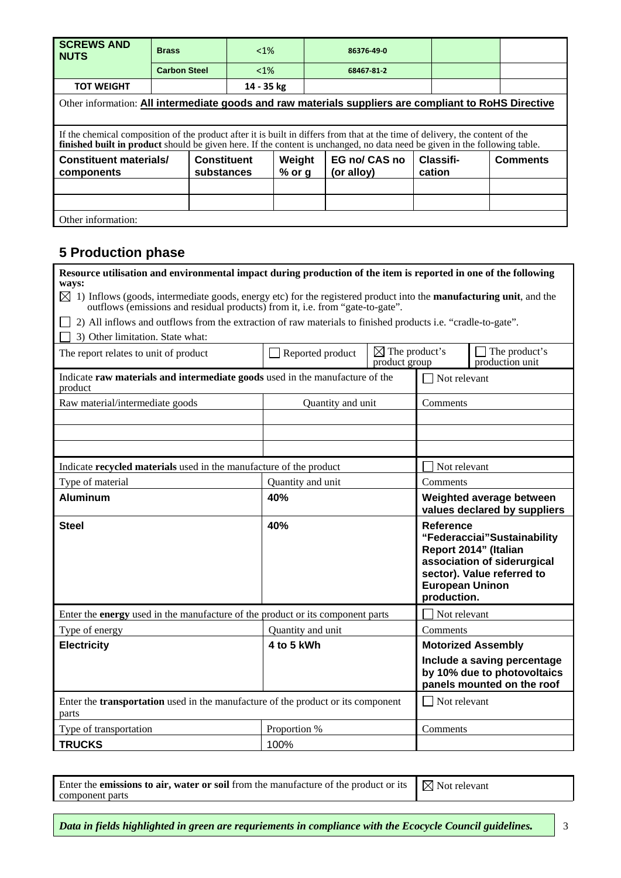| SCREWS AND NUTS | Brass | <1% | 86376-49-0 | | |
|---|---|---|---|---|---|
| | Carbon Steel | <1% | 68467-81-2 | | |
| TOT WEIGHT | | 14 - 35 kg | | | |

Other information: **All intermediate goods and raw materials suppliers are compliant to RoHS Directive**

If the chemical composition of the product after it is built in differs from that at the time of delivery, the content of the **finished built in product** should be given here. If the content is unchanged, no data need be given in the following table.

| Constituent materials/ components | Constituent substances | Weight % or g | EG no/ CAS no (or alloy) | Classifi-cation | Comments |
|---|---|---|---|---|---|
| | | | | | |
| | | | | | |

Other information:

## 5 Production phase

**Resource utilisation and environmental impact during production of the item is reported in one of the following ways:**

☒ 1) Inflows (goods, intermediate goods, energy etc) for the registered product into the **manufacturing unit**, and the outflows (emissions and residual products) from it, i.e. from "gate-to-gate".

☐ 2) All inflows and outflows from the extraction of raw materials to finished products i.e. "cradle-to-gate".

☐ 3) Other limitation. State what:

| The report relates to unit of product | ☐ Reported product | ☒ The product's product group | ☐ The product's production unit |
|---|---|---|---|

| Indicate **raw materials and intermediate goods** used in the manufacture of the product | | ☐ Not relevant |
|---|---|---|
| Raw material/intermediate goods | Quantity and unit | Comments |
| | | |
| | | |
| | | |

| Indicate **recycled materials** used in the manufacture of the product | | ☐ Not relevant |
|---|---|---|
| Type of material | Quantity and unit | Comments |
| **Aluminum** | **40%** | **Weighted average between values declared by suppliers** |
| **Steel** | **40%** | **Reference "Federacciai"Sustainability Report 2014" (Italian association of siderurgical sector). Value referred to European Uninon production.** |

| Enter the **energy** used in the manufacture of the product or its component parts | | ☐ Not relevant |
|---|---|---|
| Type of energy | Quantity and unit | Comments |
| **Electricity** | **4 to 5 kWh** | **Motorized Assembly**<br>**Include a saving percentage by 10% due to photovoltaics panels mounted on the roof** |

| Enter the **transportation** used in the manufacture of the product or its component parts | | ☐ Not relevant |
|---|---|---|
| Type of transportation | Proportion % | Comments |
| **TRUCKS** | 100% | |

| Enter the **emissions to air, water or soil** from the manufacture of the product or its component parts | ☒ Not relevant |
|---|---|

***Data in fields highlighted in green are requriements in compliance with the Ecocycle Council guidelines.***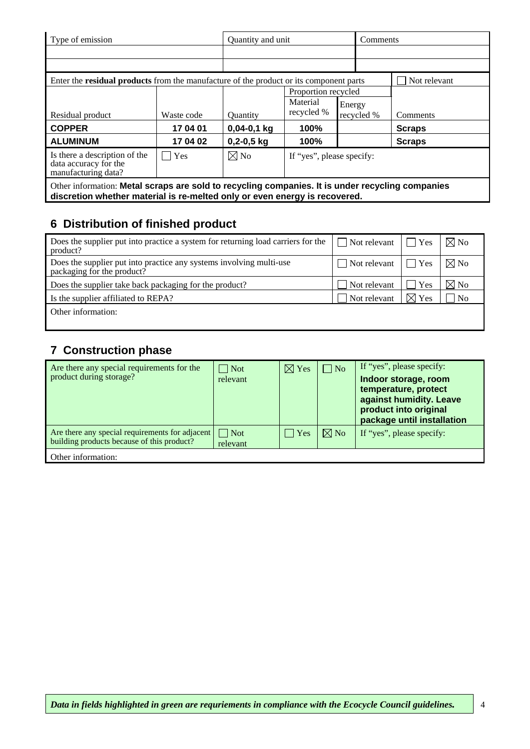| Type of emission | Quantity and unit | Comments |
|---|---|---|
| | | |
| | | |

Enter the **residual products** from the manufacture of the product or its component parts ☐ Not relevant

| Residual product | Waste code | Quantity | Proportion recycled: Material recycled % | Proportion recycled: Energy recycled % | Comments |
|---|---|---|---|---|---|
| **COPPER** | **17 04 01** | **0,04-0,1 kg** | **100%** | | **Scraps** |
| **ALUMINUM** | **17 04 02** | **0,2-0,5 kg** | **100%** | | **Scraps** |

| Is there a description of the data accuracy for the manufacturing data? | ☐ Yes | ☒ No | If "yes", please specify: |
|---|---|---|---|

Other information: **Metal scraps are sold to recycling companies. It is under recycling companies discretion whether material is re-melted only or even energy is recovered.**

## 6 Distribution of finished product

| Question | Not relevant | Yes | No |
|---|---|---|---|
| Does the supplier put into practice a system for returning load carriers for the product? | ☐ Not relevant | ☐ Yes | ☒ No |
| Does the supplier put into practice any systems involving multi-use packaging for the product? | ☐ Not relevant | ☐ Yes | ☒ No |
| Does the supplier take back packaging for the product? | ☐ Not relevant | ☐ Yes | ☒ No |
| Is the supplier affiliated to REPA? | ☐ Not relevant | ☒ Yes | ☐ No |

Other information:

## 7 Construction phase

| Question | Not relevant | Yes | No | If "yes", please specify: |
|---|---|---|---|---|
| Are there any special requirements for the product during storage? | ☐ Not relevant | ☒ Yes | ☐ No | **Indoor storage, room temperature, protect against humidity. Leave product into original package until installation** |
| Are there any special requirements for adjacent building products because of this product? | ☐ Not relevant | ☐ Yes | ☒ No | |

Other information:

*Data in fields highlighted in green are requriements in compliance with the Ecocycle Council guidelines.*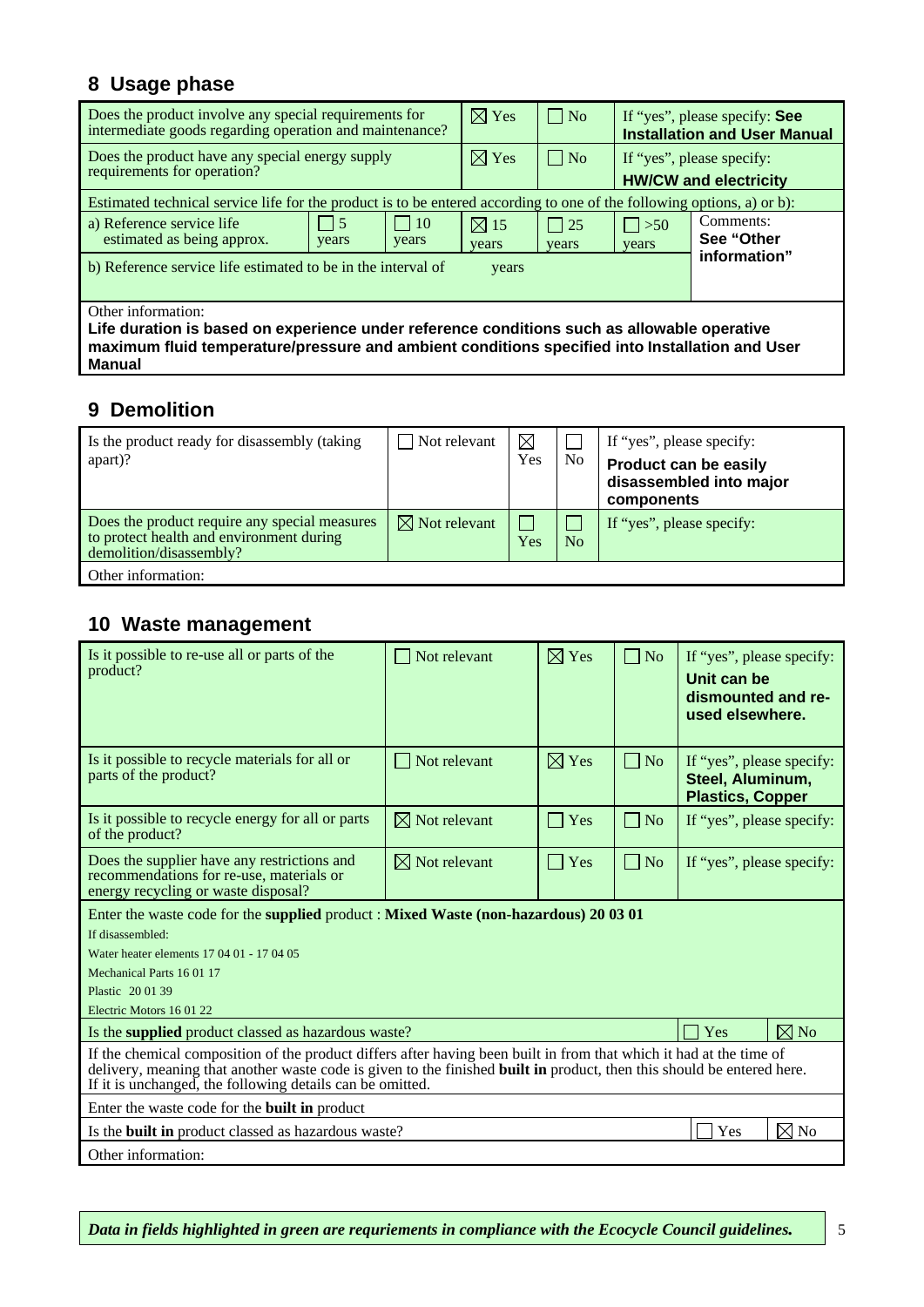## 8 Usage phase

| Does the product involve any special requirements for intermediate goods regarding operation and maintenance? | ☒ Yes | ☐ No | If "yes", please specify: **See Installation and User Manual** |
|---|---|---|---|
| Does the product have any special energy supply requirements for operation? | ☒ Yes | ☐ No | If "yes", please specify: **HW/CW and electricity** |

Estimated technical service life for the product is to be entered according to one of the following options, a) or b):

| a) Reference service life estimated as being approx. | ☐ 5 years | ☐ 10 years | ☒ 15 years | ☐ 25 years | ☐ >50 years | Comments: **See "Other information"** |
|---|---|---|---|---|---|---|
| b) Reference service life estimated to be in the interval of | | | years | | | |

Other information:
**Life duration is based on experience under reference conditions such as allowable operative maximum fluid temperature/pressure and ambient conditions specified into Installation and User Manual**

## 9 Demolition

| Is the product ready for disassembly (taking apart)? | ☐ Not relevant | ☒ Yes | ☐ No | If "yes", please specify: **Product can be easily disassembled into major components** |
|---|---|---|---|---|
| Does the product require any special measures to protect health and environment during demolition/disassembly? | ☒ Not relevant | ☐ Yes | ☐ No | If "yes", please specify: |

Other information:

## 10 Waste management

| Is it possible to re-use all or parts of the product? | ☐ Not relevant | ☒ Yes | ☐ No | If "yes", please specify: **Unit can be dismounted and re-used elsewhere.** |
|---|---|---|---|---|
| Is it possible to recycle materials for all or parts of the product? | ☐ Not relevant | ☒ Yes | ☐ No | If "yes", please specify: **Steel, Aluminum, Plastics, Copper** |
| Is it possible to recycle energy for all or parts of the product? | ☒ Not relevant | ☐ Yes | ☐ No | If "yes", please specify: |
| Does the supplier have any restrictions and recommendations for re-use, materials or energy recycling or waste disposal? | ☒ Not relevant | ☐ Yes | ☐ No | If "yes", please specify: |

Enter the waste code for the **supplied** product : **Mixed Waste (non-hazardous) 20 03 01**

If disassembled:

Water heater elements 17 04 01 - 17 04 05

Mechanical Parts 16 01 17

Plastic 20 01 39

Electric Motors 16 01 22

| Is the **supplied** product classed as hazardous waste? | ☐ Yes | ☒ No |
|---|---|---|

If the chemical composition of the product differs after having been built in from that which it had at the time of delivery, meaning that another waste code is given to the finished **built in** product, then this should be entered here. If it is unchanged, the following details can be omitted.

Enter the waste code for the **built in** product

| Is the **built in** product classed as hazardous waste? | ☐ Yes | ☒ No |
|---|---|---|

Other information:

***Data in fields highlighted in green are requriements in compliance with the Ecocycle Council guidelines.***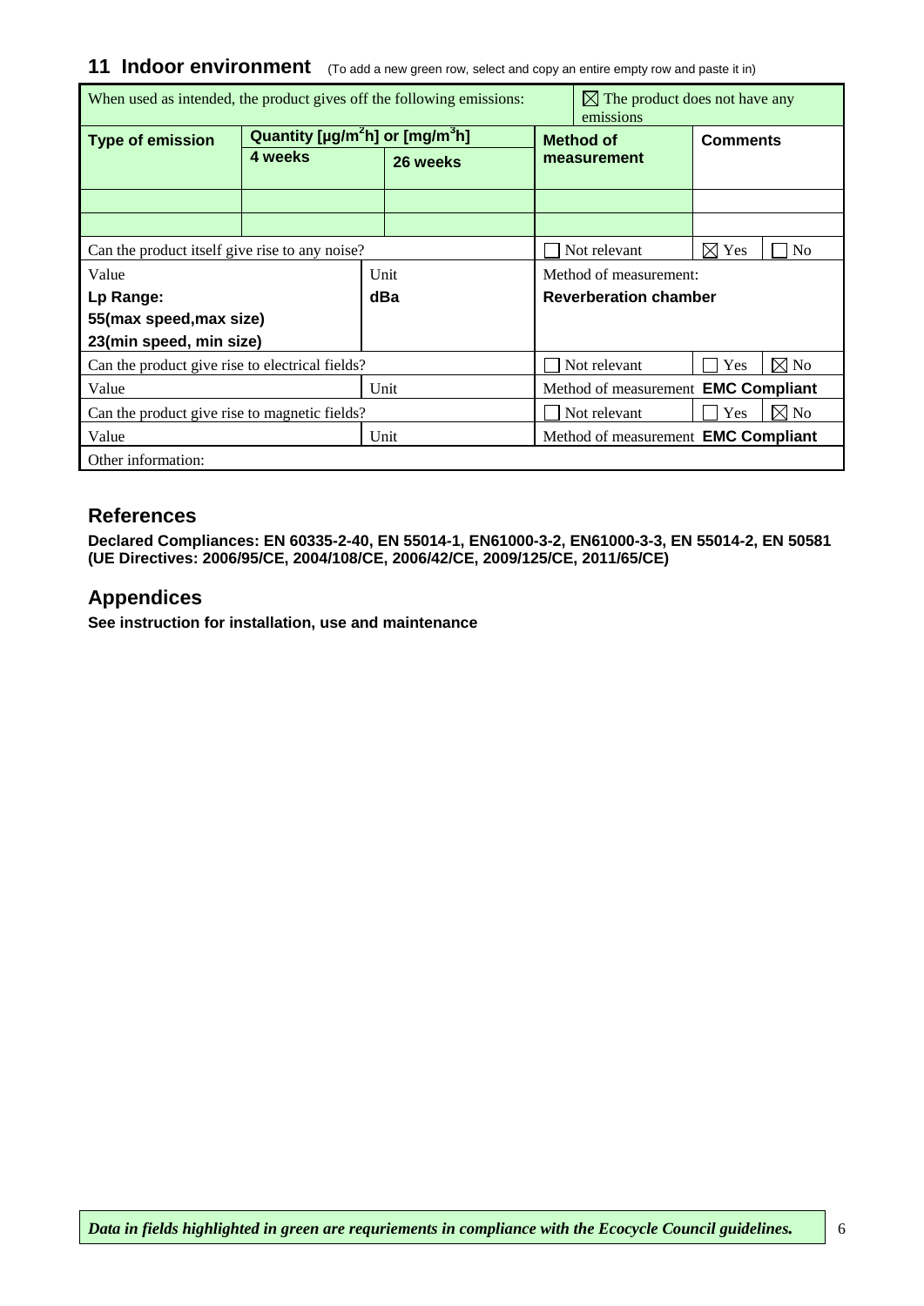## 11 Indoor environment

(To add a new green row, select and copy an entire empty row and paste it in)

| When used as intended, the product gives off the following emissions: | | | ☒ The product does not have any emissions | |
|---|---|---|---|---|
| **Type of emission** | **Quantity [µg/m²h] or [mg/m³h]** | | **Method of measurement** | **Comments** |
| | **4 weeks** | **26 weeks** | | |
| | | | | |
| | | | | |

| | | | | |
|---|---|---|---|---|
| Can the product itself give rise to any noise? | | ☐ Not relevant | ☒ Yes | ☐ No |
| Value<br>**Lp Range:**<br>**55(max speed,max size)**<br>**23(min speed, min size)** | Unit<br>**dBa** | Method of measurement:<br>**Reverberation chamber** | | |
| Can the product give rise to electrical fields? | | ☐ Not relevant | ☐ Yes | ☒ No |
| Value | Unit | Method of measurement **EMC Compliant** | | |
| Can the product give rise to magnetic fields? | | ☐ Not relevant | ☐ Yes | ☒ No |
| Value | Unit | Method of measurement **EMC Compliant** | | |
| Other information: | | | | |

## References

**Declared Compliances: EN 60335-2-40, EN 55014-1, EN61000-3-2, EN61000-3-3, EN 55014-2, EN 50581 (UE Directives: 2006/95/CE, 2004/108/CE, 2006/42/CE, 2009/125/CE, 2011/65/CE)**

## Appendices

**See instruction for installation, use and maintenance**

***Data in fields highlighted in green are requriements in compliance with the Ecocycle Council guidelines.***